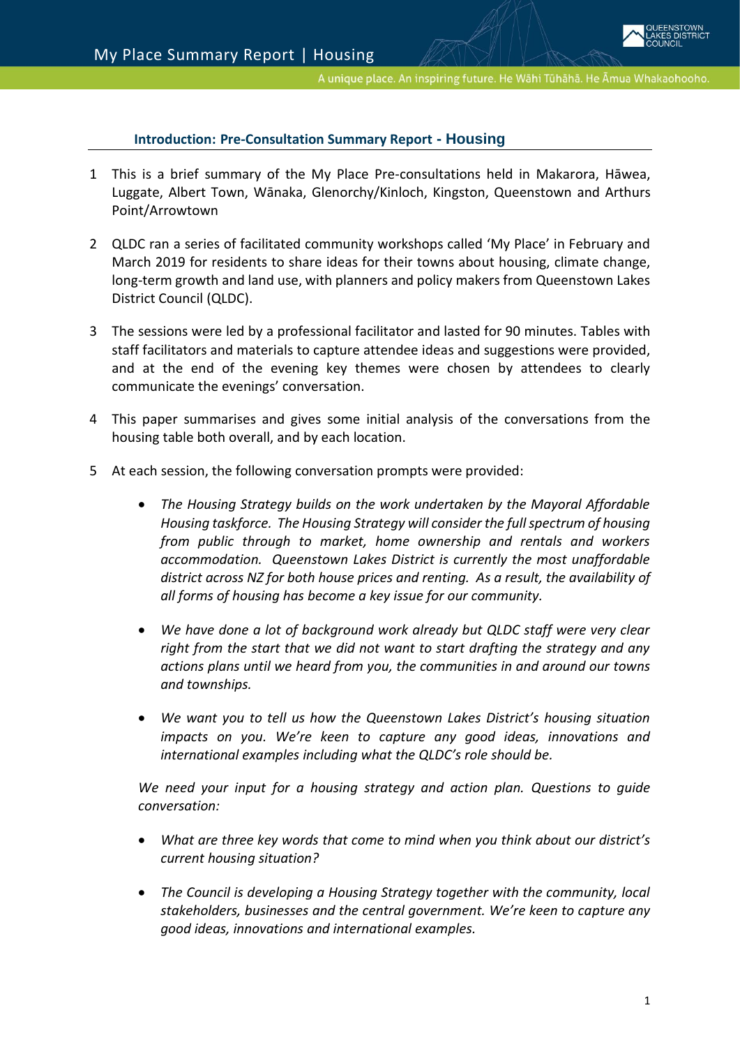## Introduction: Pre-Consultation Summary Report - Housing

1 This is a brief summary of the My Place Pre-consultations held in Makarora, Hāwea, Luggate, Albert Town, Wānaka, Glenorchy/Kinloch, Kingston, Queenstown and Arthurs Point/Arrowtown

2 QLDC ran a series of facilitated community workshops called 'My Place' in February and March 2019 for residents to share ideas for their towns about housing, climate change, long-term growth and land use, with planners and policy makers from Queenstown Lakes District Council (QLDC).

3 The sessions were led by a professional facilitator and lasted for 90 minutes. Tables with staff facilitators and materials to capture attendee ideas and suggestions were provided, and at the end of the evening key themes were chosen by attendees to clearly communicate the evenings' conversation.

4 This paper summarises and gives some initial analysis of the conversations from the housing table both overall, and by each location.

5 At each session, the following conversation prompts were provided:

- *The Housing Strategy builds on the work undertaken by the Mayoral Affordable Housing taskforce. The Housing Strategy will consider the full spectrum of housing from public through to market, home ownership and rentals and workers accommodation. Queenstown Lakes District is currently the most unaffordable district across NZ for both house prices and renting. As a result, the availability of all forms of housing has become a key issue for our community.*

- *We have done a lot of background work already but QLDC staff were very clear right from the start that we did not want to start drafting the strategy and any actions plans until we heard from you, the communities in and around our towns and townships.*

- *We want you to tell us how the Queenstown Lakes District's housing situation impacts on you. We're keen to capture any good ideas, innovations and international examples including what the QLDC's role should be.*

*We need your input for a housing strategy and action plan. Questions to guide conversation:*

- *What are three key words that come to mind when you think about our district's current housing situation?*

- *The Council is developing a Housing Strategy together with the community, local stakeholders, businesses and the central government. We're keen to capture any good ideas, innovations and international examples.*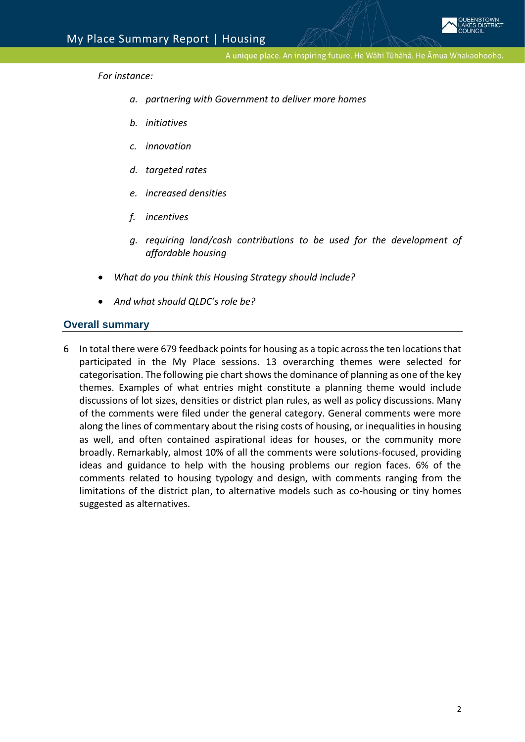*For instance:*

a. *partnering with Government to deliver more homes*

b. *initiatives*

c. *innovation*

d. *targeted rates*

e. *increased densities*

f. *incentives*

g. *requiring land/cash contributions to be used for the development of affordable housing*

- *What do you think this Housing Strategy should include?*
- *And what should QLDC's role be?*

## Overall summary

6 In total there were 679 feedback points for housing as a topic across the ten locations that participated in the My Place sessions. 13 overarching themes were selected for categorisation. The following pie chart shows the dominance of planning as one of the key themes. Examples of what entries might constitute a planning theme would include discussions of lot sizes, densities or district plan rules, as well as policy discussions. Many of the comments were filed under the general category. General comments were more along the lines of commentary about the rising costs of housing, or inequalities in housing as well, and often contained aspirational ideas for houses, or the community more broadly. Remarkably, almost 10% of all the comments were solutions-focused, providing ideas and guidance to help with the housing problems our region faces. 6% of the comments related to housing typology and design, with comments ranging from the limitations of the district plan, to alternative models such as co-housing or tiny homes suggested as alternatives.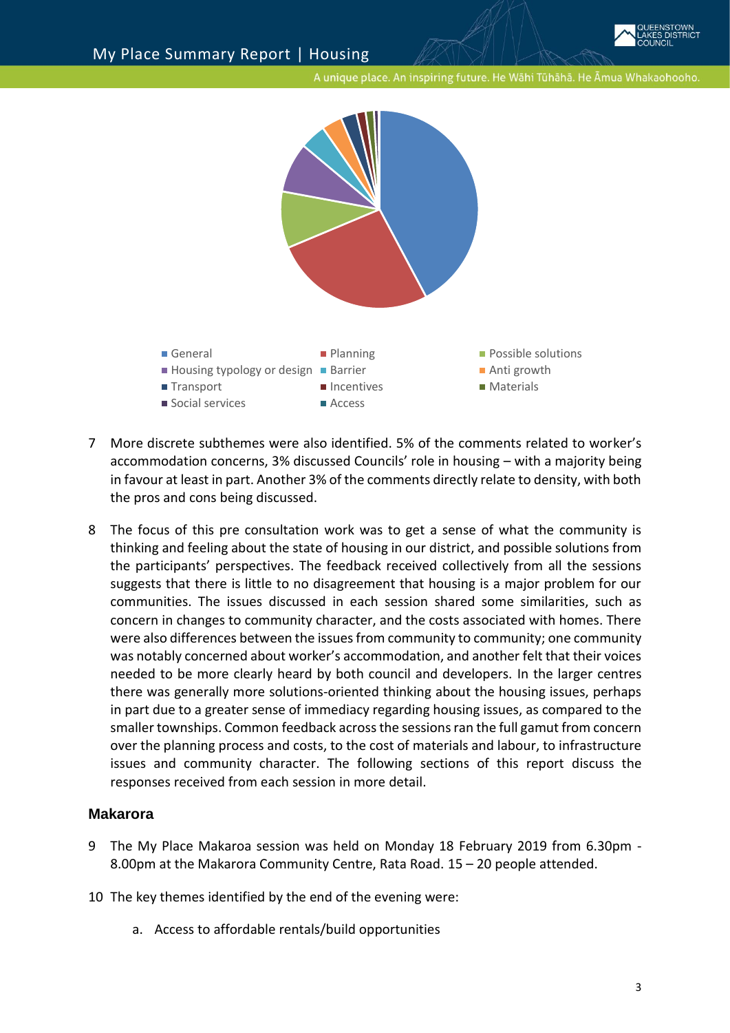- General
- Planning
- Possible solutions
- Housing typology or design
- Barrier
- Anti growth
- Transport
- Incentives
- Materials
- Social services
- Access

7 More discrete subthemes were also identified. 5% of the comments related to worker's accommodation concerns, 3% discussed Councils' role in housing – with a majority being in favour at least in part. Another 3% of the comments directly relate to density, with both the pros and cons being discussed.

8 The focus of this pre consultation work was to get a sense of what the community is thinking and feeling about the state of housing in our district, and possible solutions from the participants' perspectives. The feedback received collectively from all the sessions suggests that there is little to no disagreement that housing is a major problem for our communities. The issues discussed in each session shared some similarities, such as concern in changes to community character, and the costs associated with homes. There were also differences between the issues from community to community; one community was notably concerned about worker's accommodation, and another felt that their voices needed to be more clearly heard by both council and developers. In the larger centres there was generally more solutions-oriented thinking about the housing issues, perhaps in part due to a greater sense of immediacy regarding housing issues, as compared to the smaller townships. Common feedback across the sessions ran the full gamut from concern over the planning process and costs, to the cost of materials and labour, to infrastructure issues and community character. The following sections of this report discuss the responses received from each session in more detail.

## Makarora

9 The My Place Makaroa session was held on Monday 18 February 2019 from 6.30pm - 8.00pm at the Makarora Community Centre, Rata Road. 15 – 20 people attended.

10 The key themes identified by the end of the evening were:

a. Access to affordable rentals/build opportunities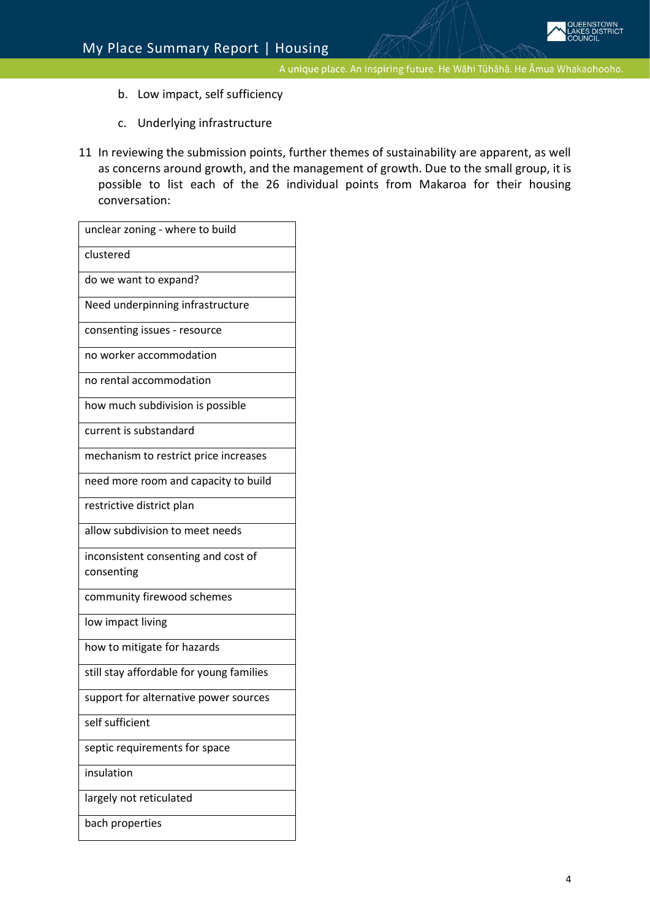b. Low impact, self sufficiency

c. Underlying infrastructure

11 In reviewing the submission points, further themes of sustainability are apparent, as well as concerns around growth, and the management of growth. Due to the small group, it is possible to list each of the 26 individual points from Makaroa for their housing conversation:

| |
|---|
| unclear zoning - where to build |
| clustered |
| do we want to expand? |
| Need underpinning infrastructure |
| consenting issues - resource |
| no worker accommodation |
| no rental accommodation |
| how much subdivision is possible |
| current is substandard |
| mechanism to restrict price increases |
| need more room and capacity to build |
| restrictive district plan |
| allow subdivision to meet needs |
| inconsistent consenting and cost of consenting |
| community firewood schemes |
| low impact living |
| how to mitigate for hazards |
| still stay affordable for young families |
| support for alternative power sources |
| self sufficient |
| septic requirements for space |
| insulation |
| largely not reticulated |
| bach properties |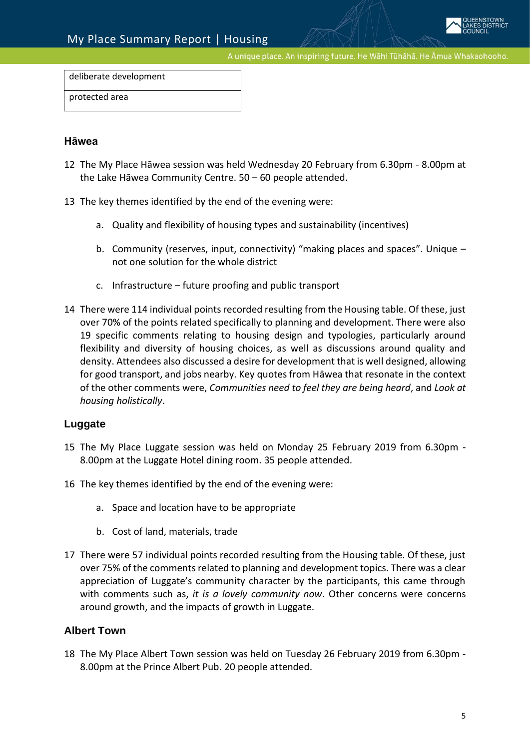| deliberate development |
|---|
| protected area |

### Hāwea

12 The My Place Hāwea session was held Wednesday 20 February from 6.30pm - 8.00pm at the Lake Hāwea Community Centre. 50 – 60 people attended.

13 The key themes identified by the end of the evening were:

a. Quality and flexibility of housing types and sustainability (incentives)

b. Community (reserves, input, connectivity) "making places and spaces". Unique – not one solution for the whole district

c. Infrastructure – future proofing and public transport

14 There were 114 individual points recorded resulting from the Housing table. Of these, just over 70% of the points related specifically to planning and development. There were also 19 specific comments relating to housing design and typologies, particularly around flexibility and diversity of housing choices, as well as discussions around quality and density. Attendees also discussed a desire for development that is well designed, allowing for good transport, and jobs nearby. Key quotes from Hāwea that resonate in the context of the other comments were, *Communities need to feel they are being heard*, and *Look at housing holistically*.

### Luggate

15 The My Place Luggate session was held on Monday 25 February 2019 from 6.30pm - 8.00pm at the Luggate Hotel dining room. 35 people attended.

16 The key themes identified by the end of the evening were:

a. Space and location have to be appropriate

b. Cost of land, materials, trade

17 There were 57 individual points recorded resulting from the Housing table. Of these, just over 75% of the comments related to planning and development topics. There was a clear appreciation of Luggate's community character by the participants, this came through with comments such as, *it is a lovely community now*. Other concerns were concerns around growth, and the impacts of growth in Luggate.

### Albert Town

18 The My Place Albert Town session was held on Tuesday 26 February 2019 from 6.30pm - 8.00pm at the Prince Albert Pub. 20 people attended.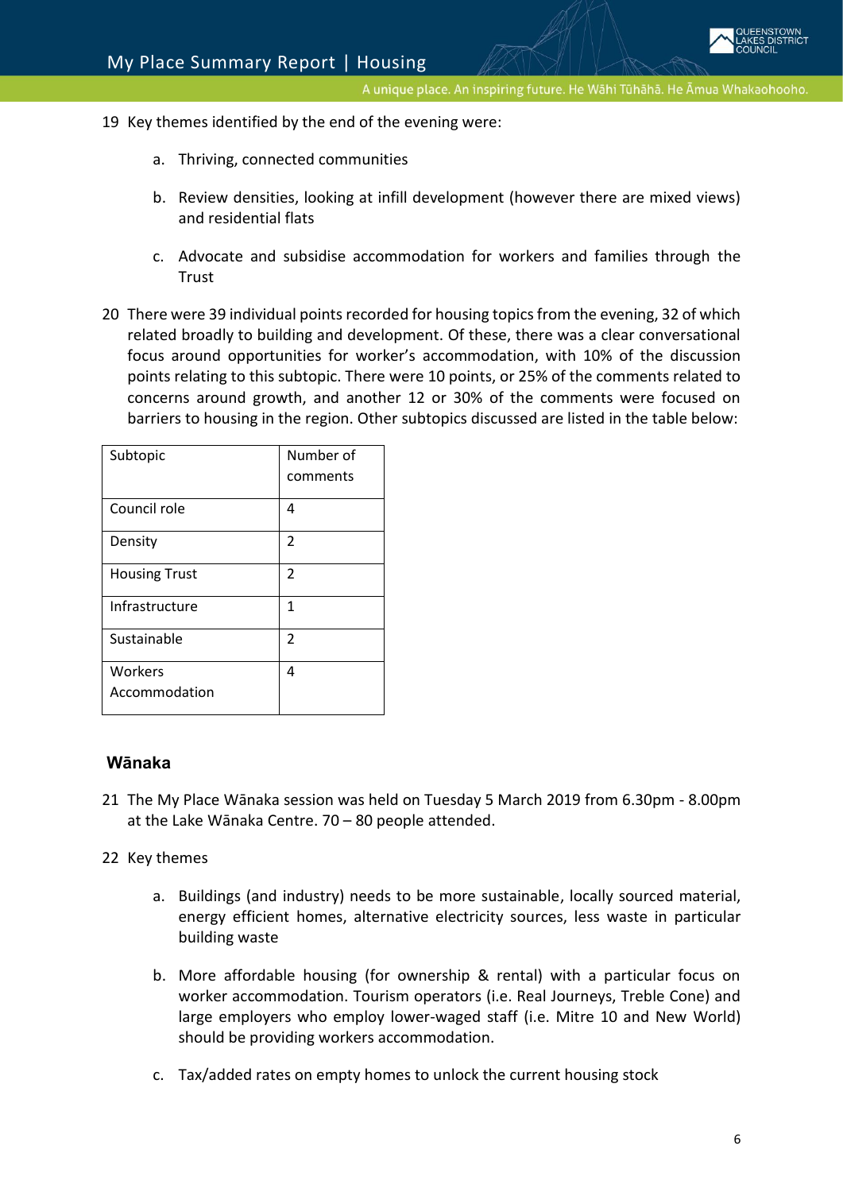19 Key themes identified by the end of the evening were:

a. Thriving, connected communities

b. Review densities, looking at infill development (however there are mixed views) and residential flats

c. Advocate and subsidise accommodation for workers and families through the Trust

20 There were 39 individual points recorded for housing topics from the evening, 32 of which related broadly to building and development. Of these, there was a clear conversational focus around opportunities for worker's accommodation, with 10% of the discussion points relating to this subtopic. There were 10 points, or 25% of the comments related to concerns around growth, and another 12 or 30% of the comments were focused on barriers to housing in the region. Other subtopics discussed are listed in the table below:

| Subtopic | Number of comments |
|---|---|
| Council role | 4 |
| Density | 2 |
| Housing Trust | 2 |
| Infrastructure | 1 |
| Sustainable | 2 |
| Workers Accommodation | 4 |

## Wānaka

21 The My Place Wānaka session was held on Tuesday 5 March 2019 from 6.30pm - 8.00pm at the Lake Wānaka Centre. 70 – 80 people attended.

22 Key themes

a. Buildings (and industry) needs to be more sustainable, locally sourced material, energy efficient homes, alternative electricity sources, less waste in particular building waste

b. More affordable housing (for ownership & rental) with a particular focus on worker accommodation. Tourism operators (i.e. Real Journeys, Treble Cone) and large employers who employ lower-waged staff (i.e. Mitre 10 and New World) should be providing workers accommodation.

c. Tax/added rates on empty homes to unlock the current housing stock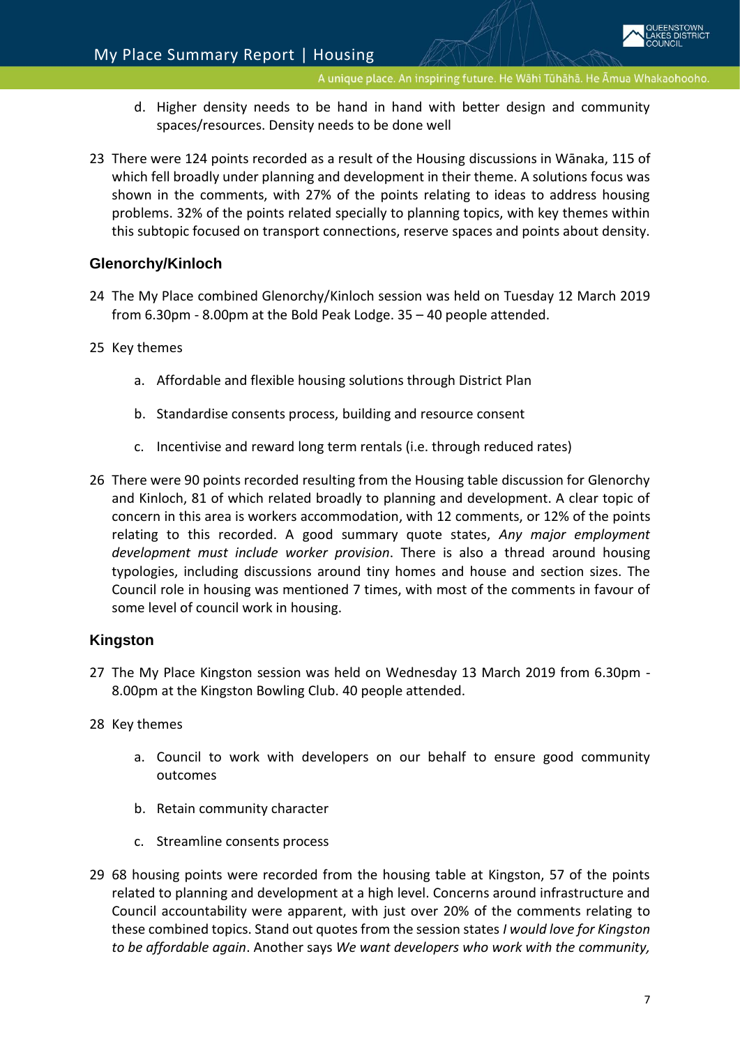d. Higher density needs to be hand in hand with better design and community spaces/resources. Density needs to be done well

23 There were 124 points recorded as a result of the Housing discussions in Wānaka, 115 of which fell broadly under planning and development in their theme. A solutions focus was shown in the comments, with 27% of the points relating to ideas to address housing problems. 32% of the points related specially to planning topics, with key themes within this subtopic focused on transport connections, reserve spaces and points about density.

### Glenorchy/Kinloch

24 The My Place combined Glenorchy/Kinloch session was held on Tuesday 12 March 2019 from 6.30pm - 8.00pm at the Bold Peak Lodge. 35 – 40 people attended.

25 Key themes

a. Affordable and flexible housing solutions through District Plan

b. Standardise consents process, building and resource consent

c. Incentivise and reward long term rentals (i.e. through reduced rates)

26 There were 90 points recorded resulting from the Housing table discussion for Glenorchy and Kinloch, 81 of which related broadly to planning and development. A clear topic of concern in this area is workers accommodation, with 12 comments, or 12% of the points relating to this recorded. A good summary quote states, *Any major employment development must include worker provision*. There is also a thread around housing typologies, including discussions around tiny homes and house and section sizes. The Council role in housing was mentioned 7 times, with most of the comments in favour of some level of council work in housing.

### Kingston

27 The My Place Kingston session was held on Wednesday 13 March 2019 from 6.30pm - 8.00pm at the Kingston Bowling Club. 40 people attended.

28 Key themes

a. Council to work with developers on our behalf to ensure good community outcomes

b. Retain community character

c. Streamline consents process

29 68 housing points were recorded from the housing table at Kingston, 57 of the points related to planning and development at a high level. Concerns around infrastructure and Council accountability were apparent, with just over 20% of the comments relating to these combined topics. Stand out quotes from the session states *I would love for Kingston to be affordable again*. Another says *We want developers who work with the community,*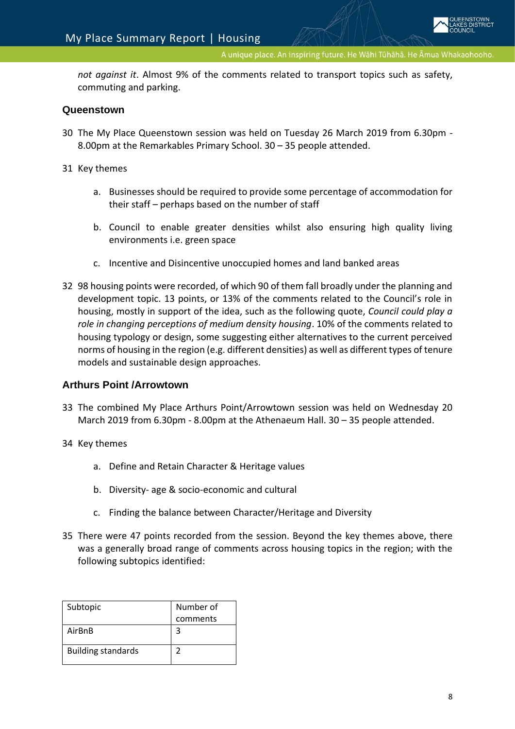*not against it*. Almost 9% of the comments related to transport topics such as safety, commuting and parking.

### Queenstown

30 The My Place Queenstown session was held on Tuesday 26 March 2019 from 6.30pm - 8.00pm at the Remarkables Primary School. 30 – 35 people attended.

31 Key themes

   a. Businesses should be required to provide some percentage of accommodation for their staff – perhaps based on the number of staff

   b. Council to enable greater densities whilst also ensuring high quality living environments i.e. green space

   c. Incentive and Disincentive unoccupied homes and land banked areas

32 98 housing points were recorded, of which 90 of them fall broadly under the planning and development topic. 13 points, or 13% of the comments related to the Council's role in housing, mostly in support of the idea, such as the following quote, *Council could play a role in changing perceptions of medium density housing*. 10% of the comments related to housing typology or design, some suggesting either alternatives to the current perceived norms of housing in the region (e.g. different densities) as well as different types of tenure models and sustainable design approaches.

### Arthurs Point /Arrowtown

33 The combined My Place Arthurs Point/Arrowtown session was held on Wednesday 20 March 2019 from 6.30pm - 8.00pm at the Athenaeum Hall. 30 – 35 people attended.

34 Key themes

   a. Define and Retain Character & Heritage values

   b. Diversity- age & socio-economic and cultural

   c. Finding the balance between Character/Heritage and Diversity

35 There were 47 points recorded from the session. Beyond the key themes above, there was a generally broad range of comments across housing topics in the region; with the following subtopics identified:

| Subtopic | Number of comments |
|---|---|
| AirBnB | 3 |
| Building standards | 2 |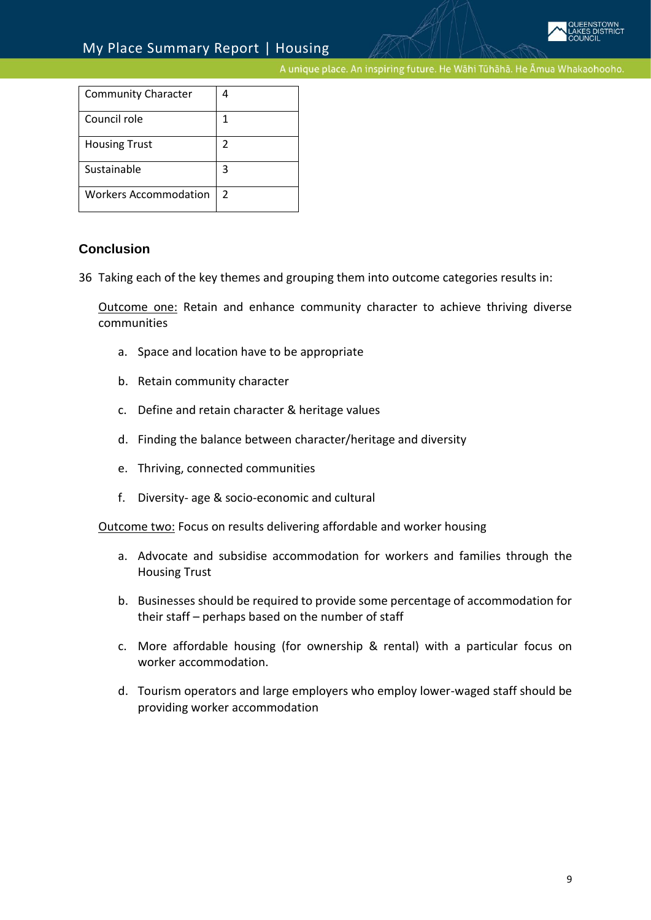| Community Character | 4 |
|---|---|
| Council role | 1 |
| Housing Trust | 2 |
| Sustainable | 3 |
| Workers Accommodation | 2 |

## Conclusion

36 Taking each of the key themes and grouping them into outcome categories results in:

<u>Outcome one:</u> Retain and enhance community character to achieve thriving diverse communities

a. Space and location have to be appropriate

b. Retain community character

c. Define and retain character & heritage values

d. Finding the balance between character/heritage and diversity

e. Thriving, connected communities

f. Diversity- age & socio-economic and cultural

<u>Outcome two:</u> Focus on results delivering affordable and worker housing

a. Advocate and subsidise accommodation for workers and families through the Housing Trust

b. Businesses should be required to provide some percentage of accommodation for their staff – perhaps based on the number of staff

c. More affordable housing (for ownership & rental) with a particular focus on worker accommodation.

d. Tourism operators and large employers who employ lower-waged staff should be providing worker accommodation